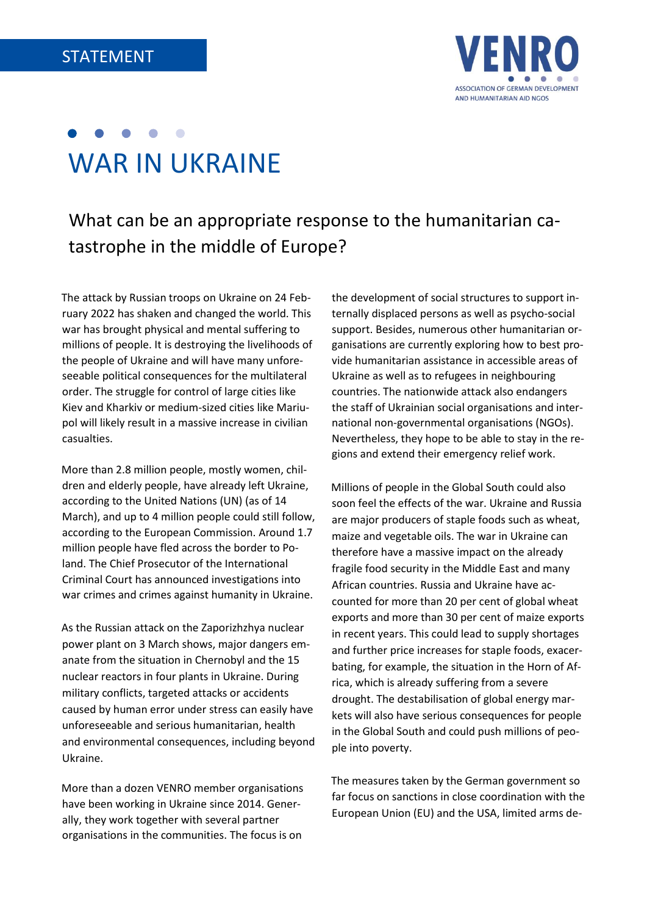STATEMENT

VENRO
ASSOCIATION OF GERMAN DEVELOPMENT AND HUMANITARIAN AID NGOS

# WAR IN UKRAINE

## What can be an appropriate response to the humanitarian catastrophe in the middle of Europe?

The attack by Russian troops on Ukraine on 24 February 2022 has shaken and changed the world. This war has brought physical and mental suffering to millions of people. It is destroying the livelihoods of the people of Ukraine and will have many unforeseeable political consequences for the multilateral order. The struggle for control of large cities like Kiev and Kharkiv or medium-sized cities like Mariupol will likely result in a massive increase in civilian casualties.

More than 2.8 million people, mostly women, children and elderly people, have already left Ukraine, according to the United Nations (UN) (as of 14 March), and up to 4 million people could still follow, according to the European Commission. Around 1.7 million people have fled across the border to Poland. The Chief Prosecutor of the International Criminal Court has announced investigations into war crimes and crimes against humanity in Ukraine.

As the Russian attack on the Zaporizhzhya nuclear power plant on 3 March shows, major dangers emanate from the situation in Chernobyl and the 15 nuclear reactors in four plants in Ukraine. During military conflicts, targeted attacks or accidents caused by human error under stress can easily have unforeseeable and serious humanitarian, health and environmental consequences, including beyond Ukraine.

More than a dozen VENRO member organisations have been working in Ukraine since 2014. Generally, they work together with several partner organisations in the communities. The focus is on the development of social structures to support internally displaced persons as well as psycho-social support. Besides, numerous other humanitarian organisations are currently exploring how to best provide humanitarian assistance in accessible areas of Ukraine as well as to refugees in neighbouring countries. The nationwide attack also endangers the staff of Ukrainian social organisations and international non-governmental organisations (NGOs). Nevertheless, they hope to be able to stay in the regions and extend their emergency relief work.

Millions of people in the Global South could also soon feel the effects of the war. Ukraine and Russia are major producers of staple foods such as wheat, maize and vegetable oils. The war in Ukraine can therefore have a massive impact on the already fragile food security in the Middle East and many African countries. Russia and Ukraine have accounted for more than 20 per cent of global wheat exports and more than 30 per cent of maize exports in recent years. This could lead to supply shortages and further price increases for staple foods, exacerbating, for example, the situation in the Horn of Africa, which is already suffering from a severe drought. The destabilisation of global energy markets will also have serious consequences for people in the Global South and could push millions of people into poverty.

The measures taken by the German government so far focus on sanctions in close coordination with the European Union (EU) and the USA, limited arms de-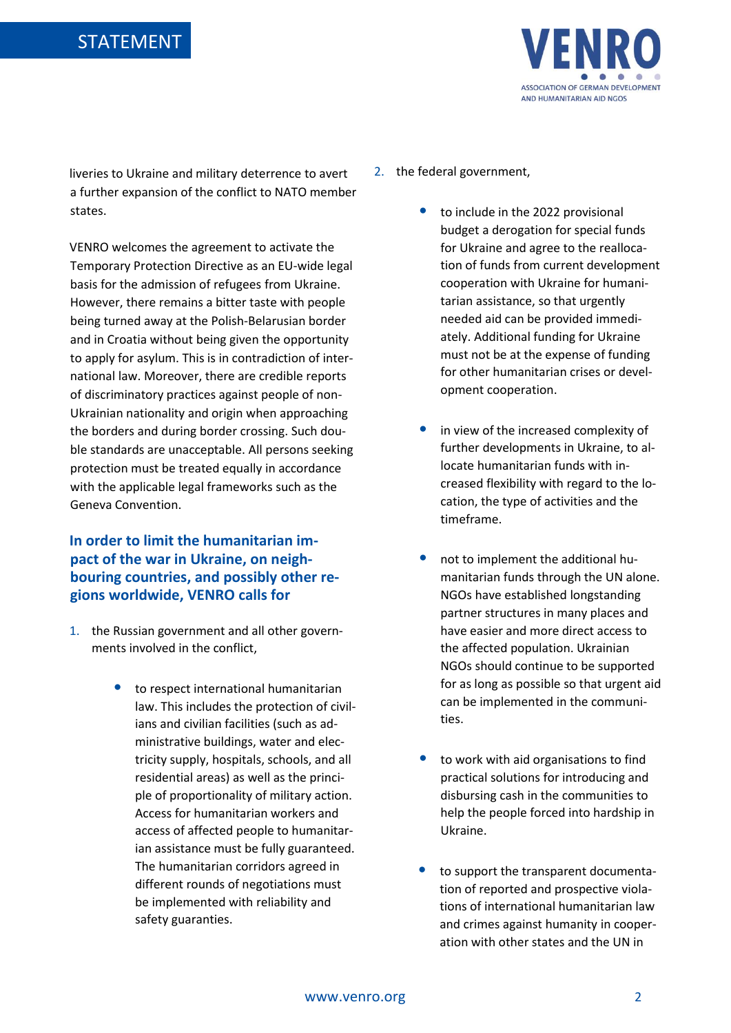liveries to Ukraine and military deterrence to avert a further expansion of the conflict to NATO member states.

VENRO welcomes the agreement to activate the Temporary Protection Directive as an EU-wide legal basis for the admission of refugees from Ukraine. However, there remains a bitter taste with people being turned away at the Polish-Belarusian border and in Croatia without being given the opportunity to apply for asylum. This is in contradiction of international law. Moreover, there are credible reports of discriminatory practices against people of non-Ukrainian nationality and origin when approaching the borders and during border crossing. Such double standards are unacceptable. All persons seeking protection must be treated equally in accordance with the applicable legal frameworks such as the Geneva Convention.

### In order to limit the humanitarian impact of the war in Ukraine, on neighbouring countries, and possibly other regions worldwide, VENRO calls for

1. the Russian government and all other governments involved in the conflict,

    - to respect international humanitarian law. This includes the protection of civilians and civilian facilities (such as administrative buildings, water and electricity supply, hospitals, schools, and all residential areas) as well as the principle of proportionality of military action. Access for humanitarian workers and access of affected people to humanitarian assistance must be fully guaranteed. The humanitarian corridors agreed in different rounds of negotiations must be implemented with reliability and safety guarantees.

2. the federal government,

    - to include in the 2022 provisional budget a derogation for special funds for Ukraine and agree to the reallocation of funds from current development cooperation with Ukraine for humanitarian assistance, so that urgently needed aid can be provided immediately. Additional funding for Ukraine must not be at the expense of funding for other humanitarian crises or development cooperation.

    - in view of the increased complexity of further developments in Ukraine, to allocate humanitarian funds with increased flexibility with regard to the location, the type of activities and the timeframe.

    - not to implement the additional humanitarian funds through the UN alone. NGOs have established longstanding partner structures in many places and have easier and more direct access to the affected population. Ukrainian NGOs should continue to be supported for as long as possible so that urgent aid can be implemented in the communities.

    - to work with aid organisations to find practical solutions for introducing and disbursing cash in the communities to help the people forced into hardship in Ukraine.

    - to support the transparent documentation of reported and prospective violations of international humanitarian law and crimes against humanity in cooperation with other states and the UN in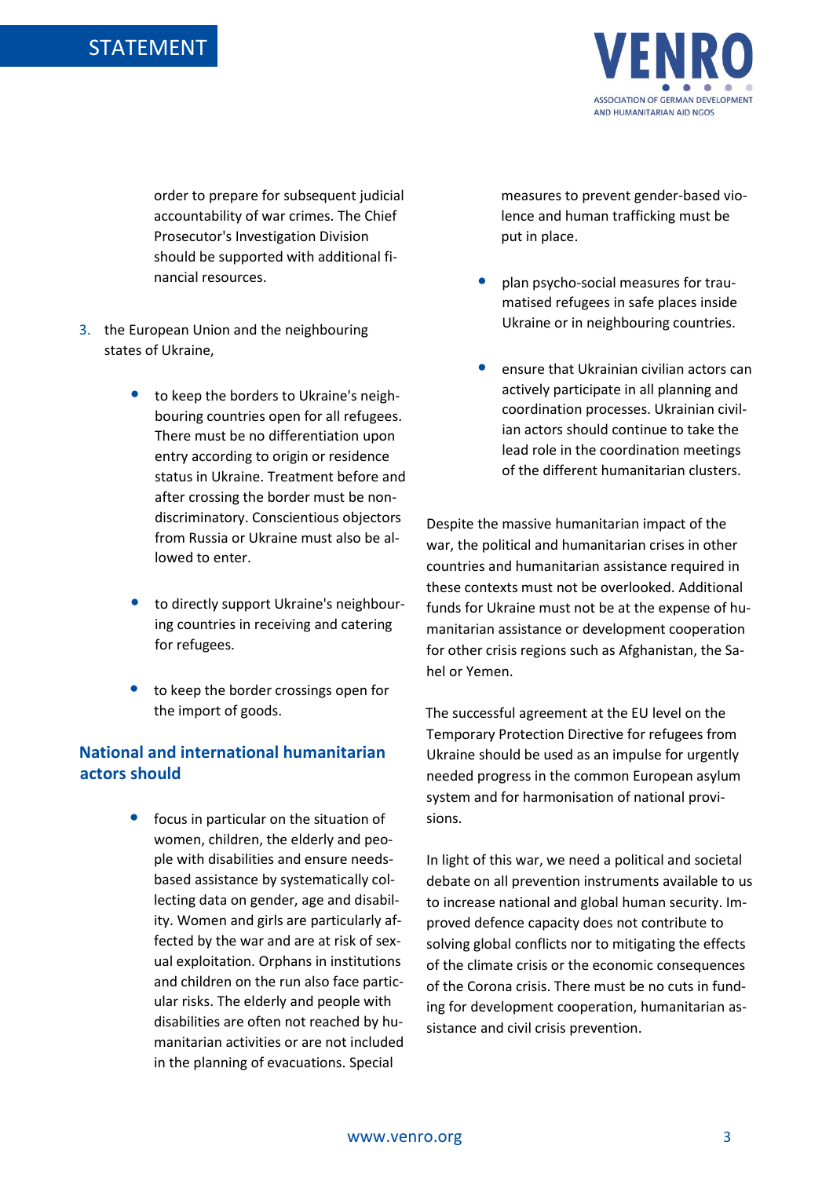order to prepare for subsequent judicial accountability of war crimes. The Chief Prosecutor's Investigation Division should be supported with additional financial resources.

3. the European Union and the neighbouring states of Ukraine,

   - to keep the borders to Ukraine's neighbouring countries open for all refugees. There must be no differentiation upon entry according to origin or residence status in Ukraine. Treatment before and after crossing the border must be non-discriminatory. Conscientious objectors from Russia or Ukraine must also be allowed to enter.
   - to directly support Ukraine's neighbouring countries in receiving and catering for refugees.
   - to keep the border crossings open for the import of goods.

## National and international humanitarian actors should

- focus in particular on the situation of women, children, the elderly and people with disabilities and ensure needs-based assistance by systematically collecting data on gender, age and disability. Women and girls are particularly affected by the war and are at risk of sexual exploitation. Orphans in institutions and children on the run also face particular risks. The elderly and people with disabilities are often not reached by humanitarian activities or are not included in the planning of evacuations. Special measures to prevent gender-based violence and human trafficking must be put in place.
- plan psycho-social measures for traumatised refugees in safe places inside Ukraine or in neighbouring countries.
- ensure that Ukrainian civilian actors can actively participate in all planning and coordination processes. Ukrainian civilian actors should continue to take the lead role in the coordination meetings of the different humanitarian clusters.

Despite the massive humanitarian impact of the war, the political and humanitarian crises in other countries and humanitarian assistance required in these contexts must not be overlooked. Additional funds for Ukraine must not be at the expense of humanitarian assistance or development cooperation for other crisis regions such as Afghanistan, the Sahel or Yemen.

The successful agreement at the EU level on the Temporary Protection Directive for refugees from Ukraine should be used as an impulse for urgently needed progress in the common European asylum system and for harmonisation of national provisions.

In light of this war, we need a political and societal debate on all prevention instruments available to us to increase national and global human security. Improved defence capacity does not contribute to solving global conflicts nor to mitigating the effects of the climate crisis or the economic consequences of the Corona crisis. There must be no cuts in funding for development cooperation, humanitarian assistance and civil crisis prevention.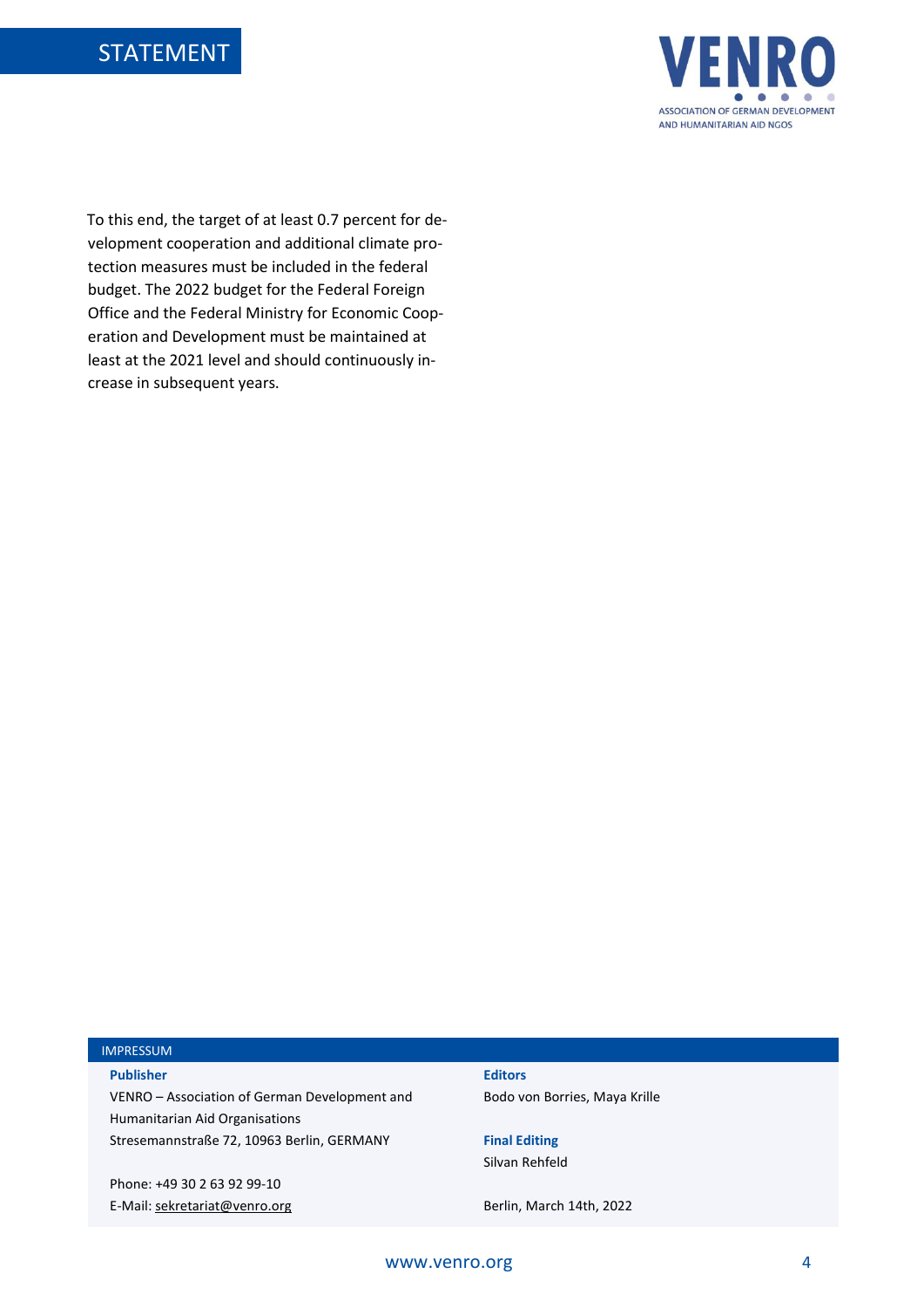To this end, the target of at least 0.7 percent for development cooperation and additional climate protection measures must be included in the federal budget. The 2022 budget for the Federal Foreign Office and the Federal Ministry for Economic Cooperation and Development must be maintained at least at the 2021 level and should continuously increase in subsequent years.

IMPRESSUM

**Publisher**

VENRO – Association of German Development and Humanitarian Aid Organisations
Stresemannstraße 72, 10963 Berlin, GERMANY

Phone: +49 30 2 63 92 99-10
E-Mail: sekretariat@venro.org

**Editors**

Bodo von Borries, Maya Krille

**Final Editing**

Silvan Rehfeld

Berlin, March 14th, 2022